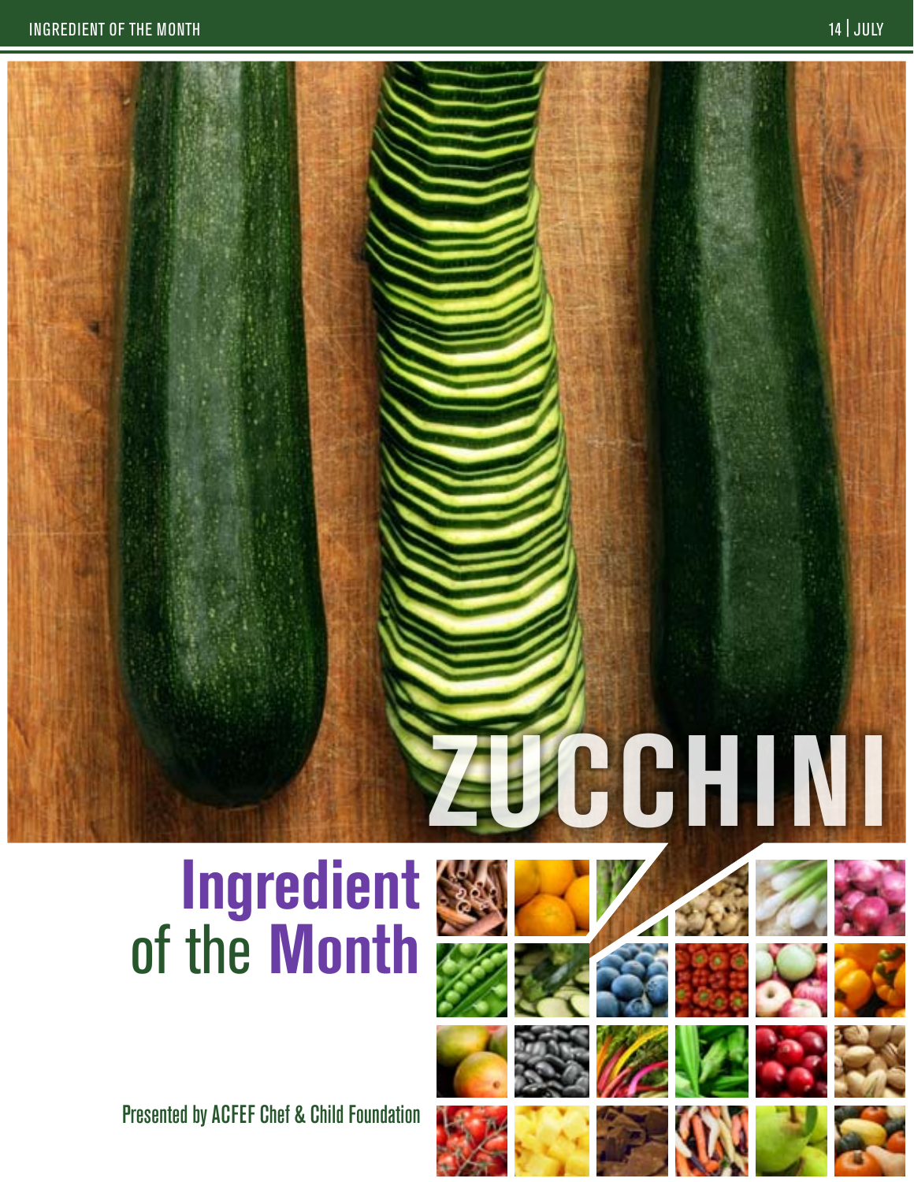# ZUCCHINI

## Ingredient of the Month

Presented by ACFEF Chef & Child Foundation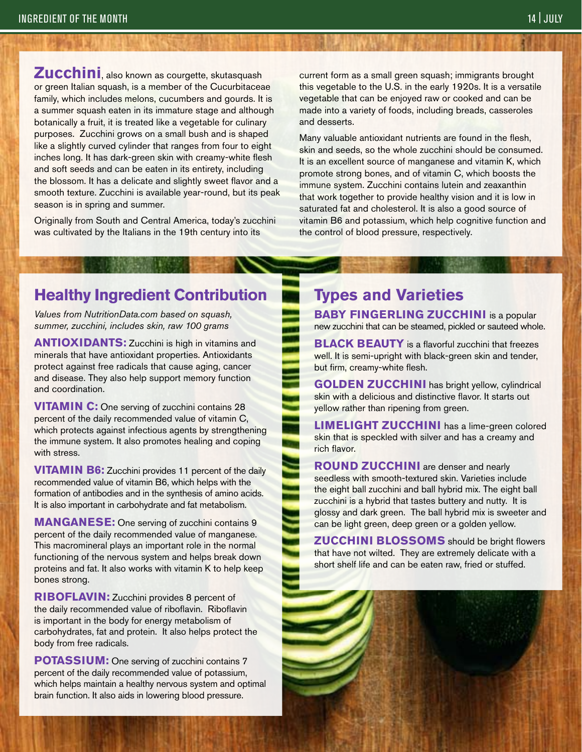**Zucchini**, also known as courgette, skutasquash or green Italian squash, is a member of the Cucurbitaceae family, which includes melons, cucumbers and gourds. It is a summer squash eaten in its immature stage and although botanically a fruit, it is treated like a vegetable for culinary purposes. Zucchini grows on a small bush and is shaped like a slightly curved cylinder that ranges from four to eight inches long. It has dark-green skin with creamy-white flesh and soft seeds and can be eaten in its entirety, including the blossom. It has a delicate and slightly sweet flavor and a smooth texture. Zucchini is available year-round, but its peak season is in spring and summer.

Originally from South and Central America, today's zucchini was cultivated by the Italians in the 19th century into its current form as a small green squash; immigrants brought this vegetable to the U.S. in the early 1920s. It is a versatile vegetable that can be enjoyed raw or cooked and can be made into a variety of foods, including breads, casseroles and desserts.

Many valuable antioxidant nutrients are found in the flesh, skin and seeds, so the whole zucchini should be consumed. It is an excellent source of manganese and vitamin K, which promote strong bones, and of vitamin C, which boosts the immune system. Zucchini contains lutein and zeaxanthin that work together to provide healthy vision and it is low in saturated fat and cholesterol. It is also a good source of vitamin B6 and potassium, which help cognitive function and the control of blood pressure, respectively.

## Healthy Ingredient Contribution

*Values from NutritionData.com based on squash, summer, zucchini, includes skin, raw 100 grams*

**ANTIOXIDANTS:** Zucchini is high in vitamins and minerals that have antioxidant properties. Antioxidants protect against free radicals that cause aging, cancer and disease. They also help support memory function and coordination.

**VITAMIN C:** One serving of zucchini contains 28 percent of the daily recommended value of vitamin C, which protects against infectious agents by strengthening the immune system. It also promotes healing and coping with stress.

**VITAMIN B6:** Zucchini provides 11 percent of the daily recommended value of vitamin B6, which helps with the formation of antibodies and in the synthesis of amino acids. It is also important in carbohydrate and fat metabolism.

**MANGANESE:** One serving of zucchini contains 9 percent of the daily recommended value of manganese. This macromineral plays an important role in the normal functioning of the nervous system and helps break down proteins and fat. It also works with vitamin K to help keep bones strong.

**RIBOFLAVIN:** Zucchini provides 8 percent of the daily recommended value of riboflavin. Riboflavin is important in the body for energy metabolism of carbohydrates, fat and protein. It also helps protect the body from free radicals.

**POTASSIUM:** One serving of zucchini contains 7 percent of the daily recommended value of potassium, which helps maintain a healthy nervous system and optimal brain function. It also aids in lowering blood pressure.

## Types and Varieties

**BABY FINGERLING ZUCCHINI** is a popular new zucchini that can be steamed, pickled or sauteed whole.

**BLACK BEAUTY** is a flavorful zucchini that freezes well. It is semi-upright with black-green skin and tender, but firm, creamy-white flesh.

**GOLDEN ZUCCHINI** has bright yellow, cylindrical skin with a delicious and distinctive flavor. It starts out yellow rather than ripening from green.

**LIMELIGHT ZUCCHINI** has a lime-green colored skin that is speckled with silver and has a creamy and rich flavor.

**ROUND ZUCCHINI** are denser and nearly seedless with smooth-textured skin. Varieties include the eight ball zucchini and ball hybrid mix. The eight ball zucchini is a hybrid that tastes buttery and nutty. It is glossy and dark green. The ball hybrid mix is sweeter and can be light green, deep green or a golden yellow.

**ZUCCHINI BLOSSOMS** should be bright flowers that have not wilted. They are extremely delicate with a short shelf life and can be eaten raw, fried or stuffed.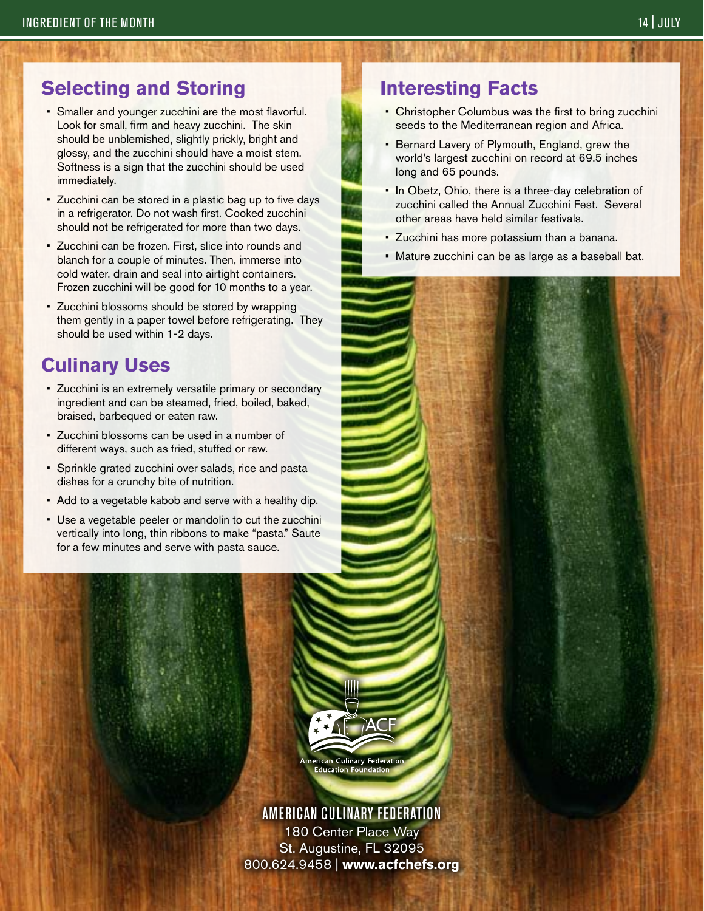## Selecting and Storing

- Smaller and younger zucchini are the most flavorful. Look for small, firm and heavy zucchini. The skin should be unblemished, slightly prickly, bright and glossy, and the zucchini should have a moist stem. Softness is a sign that the zucchini should be used immediately.
- Zucchini can be stored in a plastic bag up to five days in a refrigerator. Do not wash first. Cooked zucchini should not be refrigerated for more than two days.
- Zucchini can be frozen. First, slice into rounds and blanch for a couple of minutes. Then, immerse into cold water, drain and seal into airtight containers. Frozen zucchini will be good for 10 months to a year.
- Zucchini blossoms should be stored by wrapping them gently in a paper towel before refrigerating. They should be used within 1-2 days.

## Culinary Uses

- Zucchini is an extremely versatile primary or secondary ingredient and can be steamed, fried, boiled, baked, braised, barbequed or eaten raw.
- Zucchini blossoms can be used in a number of different ways, such as fried, stuffed or raw.
- Sprinkle grated zucchini over salads, rice and pasta dishes for a crunchy bite of nutrition.
- Add to a vegetable kabob and serve with a healthy dip.
- Use a vegetable peeler or mandolin to cut the zucchini vertically into long, thin ribbons to make "pasta." Saute for a few minutes and serve with pasta sauce.

## Interesting Facts

- Christopher Columbus was the first to bring zucchini seeds to the Mediterranean region and Africa.
- Bernard Lavery of Plymouth, England, grew the world's largest zucchini on record at 69.5 inches long and 65 pounds.
- In Obetz, Ohio, there is a three-day celebration of zucchini called the Annual Zucchini Fest. Several other areas have held similar festivals.
- Zucchini has more potassium than a banana.
- Mature zucchini can be as large as a baseball bat.

American Culinary Federation
Education Foundation

AMERICAN CULINARY FEDERATION
180 Center Place Way
St. Augustine, FL 32095
800.624.9458 | **www.acfchefs.org**